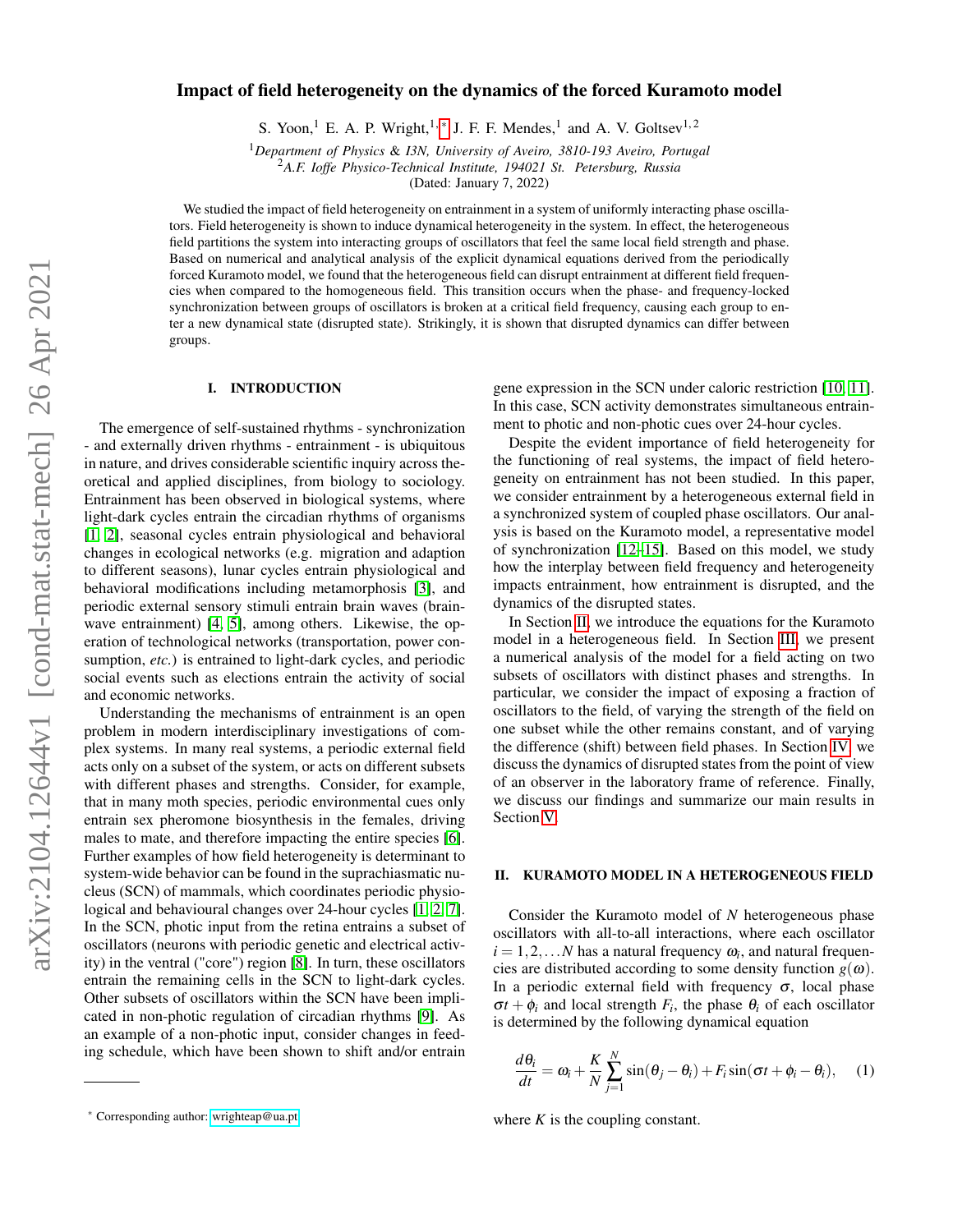# Impact of field heterogeneity on the dynamics of the forced Kuramoto model

S. Yoon,[1] E. A. P. Wright,[1,*] J. F. F. Mendes,[1] and A. V. Goltsev[1,2]

[1]*Department of Physics & I3N, University of Aveiro, 3810-193 Aveiro, Portugal*
[2]*A.F. Ioffe Physico-Technical Institute, 194021 St. Petersburg, Russia*

(Dated: January 7, 2022)

We studied the impact of field heterogeneity on entrainment in a system of uniformly interacting phase oscillators. Field heterogeneity is shown to induce dynamical heterogeneity in the system. In effect, the heterogeneous field partitions the system into interacting groups of oscillators that feel the same local field strength and phase. Based on numerical and analytical analysis of the explicit dynamical equations derived from the periodically forced Kuramoto model, we found that the heterogeneous field can disrupt entrainment at different field frequencies when compared to the homogeneous field. This transition occurs when the phase- and frequency-locked synchronization between groups of oscillators is broken at a critical field frequency, causing each group to enter a new dynamical state (disrupted state). Strikingly, it is shown that disrupted dynamics can differ between groups.

## I. INTRODUCTION

The emergence of self-sustained rhythms - synchronization - and externally driven rhythms - entrainment - is ubiquitous in nature, and drives considerable scientific inquiry across theoretical and applied disciplines, from biology to sociology. Entrainment has been observed in biological systems, where light-dark cycles entrain the circadian rhythms of organisms [1, 2], seasonal cycles entrain physiological and behavioral changes in ecological networks (e.g. migration and adaption to different seasons), lunar cycles entrain physiological and behavioral modifications including metamorphosis [3], and periodic external sensory stimuli entrain brain waves (brainwave entrainment) [4, 5], among others. Likewise, the operation of technological networks (transportation, power consumption, *etc.*) is entrained to light-dark cycles, and periodic social events such as elections entrain the activity of social and economic networks.

Understanding the mechanisms of entrainment is an open problem in modern interdisciplinary investigations of complex systems. In many real systems, a periodic external field acts only on a subset of the system, or acts on different subsets with different phases and strengths. Consider, for example, that in many moth species, periodic environmental cues only entrain sex pheromone biosynthesis in the females, driving males to mate, and therefore impacting the entire species [6]. Further examples of how field heterogeneity is determinant to system-wide behavior can be found in the suprachiasmatic nucleus (SCN) of mammals, which coordinates periodic physiological and behavioural changes over 24-hour cycles [1, 2, 7]. In the SCN, photic input from the retina entrains a subset of oscillators (neurons with periodic genetic and electrical activity) in the ventral ("core") region [8]. In turn, these oscillators entrain the remaining cells in the SCN to light-dark cycles. Other subsets of oscillators within the SCN have been implicated in non-photic regulation of circadian rhythms [9]. As an example of a non-photic input, consider changes in feeding schedule, which have been shown to shift and/or entrain gene expression in the SCN under caloric restriction [10, 11]. In this case, SCN activity demonstrates simultaneous entrainment to photic and non-photic cues over 24-hour cycles.

Despite the evident importance of field heterogeneity for the functioning of real systems, the impact of field heterogeneity on entrainment has not been studied. In this paper, we consider entrainment by a heterogeneous external field in a synchronized system of coupled phase oscillators. Our analysis is based on the Kuramoto model, a representative model of synchronization [12–15]. Based on this model, we study how the interplay between field frequency and heterogeneity impacts entrainment, how entrainment is disrupted, and the dynamics of the disrupted states.

In Section II, we introduce the equations for the Kuramoto model in a heterogeneous field. In Section III, we present a numerical analysis of the model for a field acting on two subsets of oscillators with distinct phases and strengths. In particular, we consider the impact of exposing a fraction of oscillators to the field, of varying the strength of the field on one subset while the other remains constant, and of varying the difference (shift) between field phases. In Section IV, we discuss the dynamics of disrupted states from the point of view of an observer in the laboratory frame of reference. Finally, we discuss our findings and summarize our main results in Section V.

## II. KURAMOTO MODEL IN A HETEROGENEOUS FIELD

Consider the Kuramoto model of $N$ heterogeneous phase oscillators with all-to-all interactions, where each oscillator $i = 1, 2, \ldots N$ has a natural frequency $\omega_i$, and natural frequencies are distributed according to some density function $g(\omega)$. In a periodic external field with frequency $\sigma$, local phase $\sigma t + \phi_i$ and local strength $F_i$, the phase $\theta_i$ of each oscillator is determined by the following dynamical equation

$$\frac{d\theta_i}{dt} = \omega_i + \frac{K}{N}\sum_{j=1}^{N}\sin(\theta_j - \theta_i) + F_i \sin(\sigma t + \phi_i - \theta_i), \quad (1)$$

where $K$ is the coupling constant.

* Corresponding author: wrighteap@ua.pt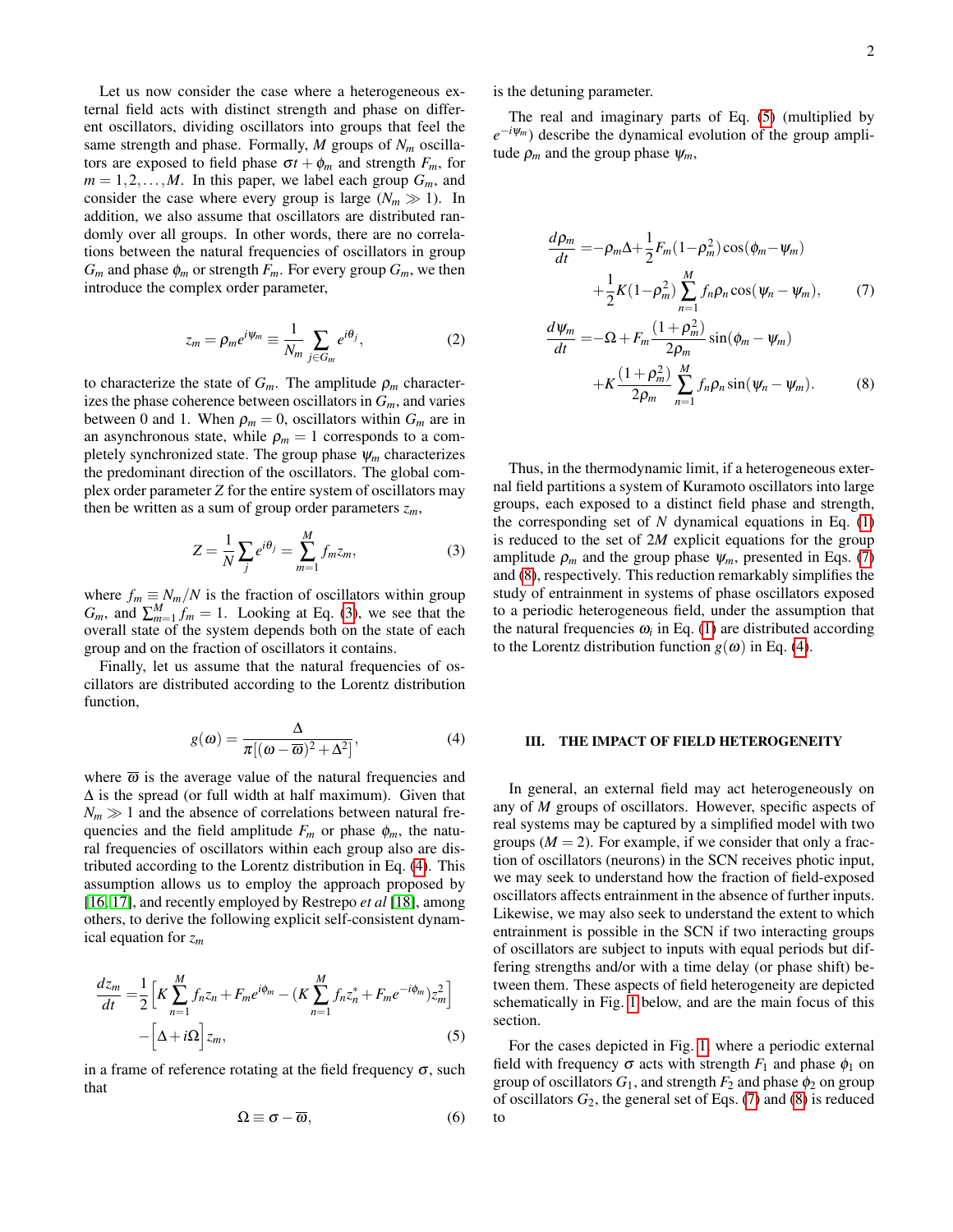Let us now consider the case where a heterogeneous external field acts with distinct strength and phase on different oscillators, dividing oscillators into groups that feel the same strength and phase. Formally, $M$ groups of $N_m$ oscillators are exposed to field phase $\sigma t + \phi_m$ and strength $F_m$, for $m = 1, 2, \ldots, M$. In this paper, we label each group $G_m$, and consider the case where every group is large ($N_m \gg 1$). In addition, we also assume that oscillators are distributed randomly over all groups. In other words, there are no correlations between the natural frequencies of oscillators in group $G_m$ and phase $\phi_m$ or strength $F_m$. For every group $G_m$, we then introduce the complex order parameter,

$$z_m = \rho_m e^{i\psi_m} \equiv \frac{1}{N_m} \sum_{j \in G_m} e^{i\theta_j}, \tag{2}$$

to characterize the state of $G_m$. The amplitude $\rho_m$ characterizes the phase coherence between oscillators in $G_m$, and varies between 0 and 1. When $\rho_m = 0$, oscillators within $G_m$ are in an asynchronous state, while $\rho_m = 1$ corresponds to a completely synchronized state. The group phase $\psi_m$ characterizes the predominant direction of the oscillators. The global complex order parameter $Z$ for the entire system of oscillators may then be written as a sum of group order parameters $z_m$,

$$Z = \frac{1}{N} \sum_j e^{i\theta_j} = \sum_{m=1}^{M} f_m z_m, \tag{3}$$

where $f_m \equiv N_m/N$ is the fraction of oscillators within group $G_m$, and $\sum_{m=1}^{M} f_m = 1$. Looking at Eq. (3), we see that the overall state of the system depends both on the state of each group and on the fraction of oscillators it contains.

Finally, let us assume that the natural frequencies of oscillators are distributed according to the Lorentz distribution function,

$$g(\omega) = \frac{\Delta}{\pi[(\omega - \overline{\omega})^2 + \Delta^2]}, \tag{4}$$

where $\overline{\omega}$ is the average value of the natural frequencies and $\Delta$ is the spread (or full width at half maximum). Given that $N_m \gg 1$ and the absence of correlations between natural frequencies and the field amplitude $F_m$ or phase $\phi_m$, the natural frequencies of oscillators within each group also are distributed according to the Lorentz distribution in Eq. (4). This assumption allows us to employ the approach proposed by [16, 17], and recently employed by Restrepo *et al* [18], among others, to derive the following explicit self-consistent dynamical equation for $z_m$

$$\begin{aligned}\frac{dz_m}{dt} =& \frac{1}{2}\Big[K \sum_{n=1}^{M} f_n z_n + F_m e^{i\phi_m} - (K \sum_{n=1}^{M} f_n z_n^* + F_m e^{-i\phi_m}) z_m^2\Big] \\ & - \Big[\Delta + i\Omega\Big] z_m,\end{aligned} \tag{5}$$

in a frame of reference rotating at the field frequency $\sigma$, such that

$$\Omega \equiv \sigma - \overline{\omega}, \tag{6}$$

is the detuning parameter.

The real and imaginary parts of Eq. (5) (multiplied by $e^{-i\psi_m}$) describe the dynamical evolution of the group amplitude $\rho_m$ and the group phase $\psi_m$,

$$\begin{aligned}\frac{d\rho_m}{dt} =& -\rho_m \Delta + \frac{1}{2} F_m (1 - \rho_m^2) \cos(\phi_m - \psi_m) \\ & + \frac{1}{2} K (1 - \rho_m^2) \sum_{n=1}^{M} f_n \rho_n \cos(\psi_n - \psi_m),\end{aligned} \tag{7}$$

$$\begin{aligned}\frac{d\psi_m}{dt} =& -\Omega + F_m \frac{(1 + \rho_m^2)}{2\rho_m} \sin(\phi_m - \psi_m) \\ & + K \frac{(1 + \rho_m^2)}{2\rho_m} \sum_{n=1}^{M} f_n \rho_n \sin(\psi_n - \psi_m).\end{aligned} \tag{8}$$

Thus, in the thermodynamic limit, if a heterogeneous external field partitions a system of Kuramoto oscillators into large groups, each exposed to a distinct field phase and strength, the corresponding set of $N$ dynamical equations in Eq. (1) is reduced to the set of $2M$ explicit equations for the group amplitude $\rho_m$ and the group phase $\psi_m$, presented in Eqs. (7) and (8), respectively. This reduction remarkably simplifies the study of entrainment in systems of phase oscillators exposed to a periodic heterogeneous field, under the assumption that the natural frequencies $\omega_i$ in Eq. (1) are distributed according to the Lorentz distribution function $g(\omega)$ in Eq. (4).

## III. THE IMPACT OF FIELD HETEROGENEITY

In general, an external field may act heterogeneously on any of $M$ groups of oscillators. However, specific aspects of real systems may be captured by a simplified model with two groups ($M = 2$). For example, if we consider that only a fraction of oscillators (neurons) in the SCN receives photic input, we may seek to understand how the fraction of field-exposed oscillators affects entrainment in the absence of further inputs. Likewise, we may also seek to understand the extent to which entrainment is possible in the SCN if two interacting groups of oscillators are subject to inputs with equal periods but differing strengths and/or with a time delay (or phase shift) between them. These aspects of field heterogeneity are depicted schematically in Fig. 1 below, and are the main focus of this section.

For the cases depicted in Fig. 1, where a periodic external field with frequency $\sigma$ acts with strength $F_1$ and phase $\phi_1$ on group of oscillators $G_1$, and strength $F_2$ and phase $\phi_2$ on group of oscillators $G_2$, the general set of Eqs. (7) and (8) is reduced to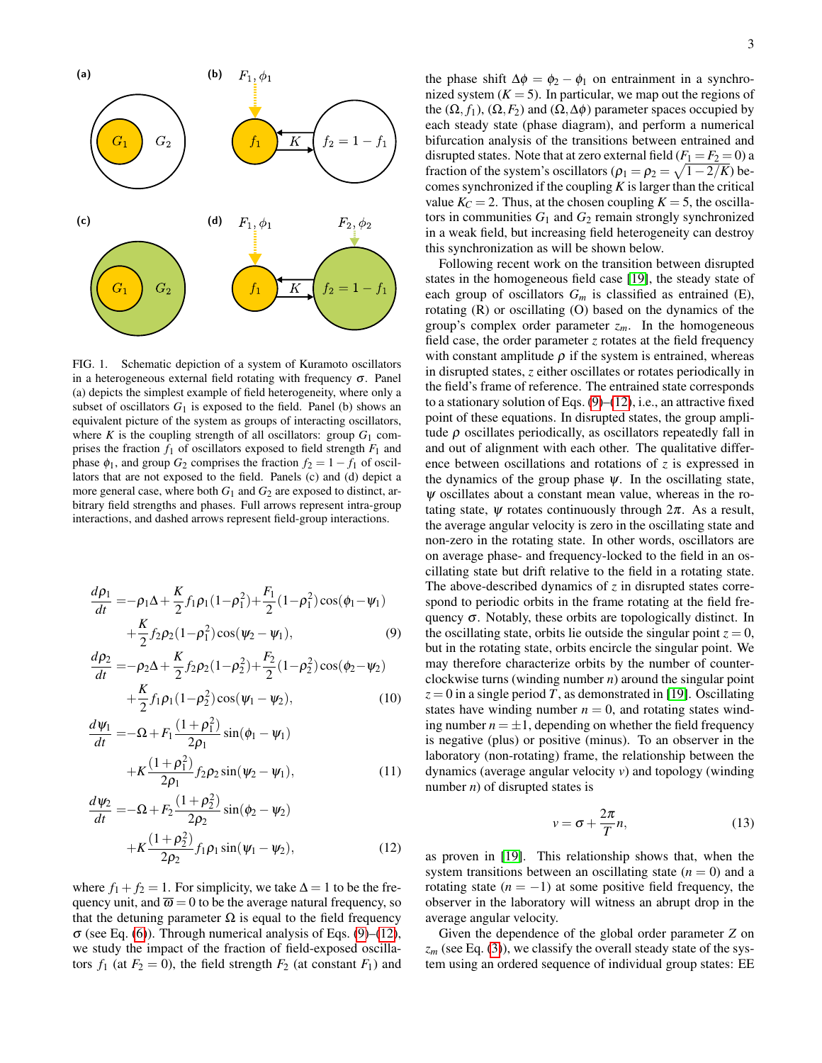(a)

$G_1$ $G_2$

(b)

$F_1, \phi_1$

$f_1$ $K$ $f_2 = 1 - f_1$

(c)

$G_1$ $G_2$

(d)

$F_1, \phi_1$ $F_2, \phi_2$

$f_1$ $K$ $f_2 = 1 - f_1$

FIG. 1. Schematic depiction of a system of Kuramoto oscillators in a heterogeneous external field rotating with frequency $\sigma$. Panel (a) depicts the simplest example of field heterogeneity, where only a subset of oscillators $G_1$ is exposed to the field. Panel (b) shows an equivalent picture of the system as groups of interacting oscillators, where $K$ is the coupling strength of all oscillators: group $G_1$ comprises the fraction $f_1$ of oscillators exposed to field strength $F_1$ and phase $\phi_1$, and group $G_2$ comprises the fraction $f_2 = 1 - f_1$ of oscillators that are not exposed to the field. Panels (c) and (d) depict a more general case, where both $G_1$ and $G_2$ are exposed to distinct, arbitrary field strengths and phases. Full arrows represent intra-group interactions, and dashed arrows represent field-group interactions.

$$
\frac{d\rho_1}{dt} = -\rho_1\Delta + \frac{K}{2} f_1\rho_1(1-\rho_1^2) + \frac{F_1}{2}(1-\rho_1^2)\cos(\phi_1 - \psi_1) + \frac{K}{2} f_2\rho_2(1-\rho_1^2)\cos(\psi_2 - \psi_1), \quad (9)
$$

$$
\frac{d\rho_2}{dt} = -\rho_2\Delta + \frac{K}{2} f_2\rho_2(1-\rho_2^2) + \frac{F_2}{2}(1-\rho_2^2)\cos(\phi_2 - \psi_2) + \frac{K}{2} f_1\rho_1(1-\rho_2^2)\cos(\psi_1 - \psi_2), \quad (10)
$$

$$
\frac{d\psi_1}{dt} = -\Omega + F_1\frac{(1+\rho_1^2)}{2\rho_1}\sin(\phi_1 - \psi_1) + K\frac{(1+\rho_1^2)}{2\rho_1} f_2\rho_2\sin(\psi_2 - \psi_1), \quad (11)
$$

$$
\frac{d\psi_2}{dt} = -\Omega + F_2\frac{(1+\rho_2^2)}{2\rho_2}\sin(\phi_2 - \psi_2) + K\frac{(1+\rho_2^2)}{2\rho_2} f_1\rho_1\sin(\psi_1 - \psi_2), \quad (12)
$$

where $f_1 + f_2 = 1$. For simplicity, we take $\Delta = 1$ to be the frequency unit, and $\overline{\omega} = 0$ to be the average natural frequency, so that the detuning parameter $\Omega$ is equal to the field frequency $\sigma$ (see Eq. (6)). Through numerical analysis of Eqs. (9)–(12), we study the impact of the fraction of field-exposed oscillators $f_1$ (at $F_2 = 0$), the field strength $F_2$ (at constant $F_1$) and the phase shift $\Delta\phi = \phi_2 - \phi_1$ on entrainment in a synchronized system ($K = 5$). In particular, we map out the regions of the $(\Omega, f_1)$, $(\Omega, F_2)$ and $(\Omega, \Delta\phi)$ parameter spaces occupied by each steady state (phase diagram), and perform a numerical bifurcation analysis of the transitions between entrained and disrupted states. Note that at zero external field ($F_1 = F_2 = 0$) a fraction of the system's oscillators ($\rho_1 = \rho_2 = \sqrt{1 - 2/K}$) becomes synchronized if the coupling $K$ is larger than the critical value $K_C = 2$. Thus, at the chosen coupling $K = 5$, the oscillators in communities $G_1$ and $G_2$ remain strongly synchronized in a weak field, but increasing field heterogeneity can destroy this synchronization as will be shown below.

Following recent work on the transition between disrupted states in the homogeneous field case [19], the steady state of each group of oscillators $G_m$ is classified as entrained (E), rotating (R) or oscillating (O) based on the dynamics of the group's complex order parameter $z_m$. In the homogeneous field case, the order parameter $z$ rotates at the field frequency with constant amplitude $\rho$ if the system is entrained, whereas in disrupted states, $z$ either oscillates or rotates periodically in the field's frame of reference. The entrained state corresponds to a stationary solution of Eqs. (9)–(12), i.e., an attractive fixed point of these equations. In disrupted states, the group amplitude $\rho$ oscillates periodically, as oscillators repeatedly fall in and out of alignment with each other. The qualitative difference between oscillations and rotations of $z$ is expressed in the dynamics of the group phase $\psi$. In the oscillating state, $\psi$ oscillates about a constant mean value, whereas in the rotating state, $\psi$ rotates continuously through $2\pi$. As a result, the average angular velocity is zero in the oscillating state and non-zero in the rotating state. In other words, oscillators are on average phase- and frequency-locked to the field in an oscillating state but drift relative to the field in a rotating state. The above-described dynamics of $z$ in disrupted states correspond to periodic orbits in the frame rotating at the field frequency $\sigma$. Notably, these orbits are topologically distinct. In the oscillating state, orbits lie outside the singular point $z = 0$, but in the rotating state, orbits encircle the singular point. We may therefore characterize orbits by the number of counterclockwise turns (winding number $n$) around the singular point $z = 0$ in a single period $T$, as demonstrated in [19]. Oscillating states have winding number $n = 0$, and rotating states winding number $n = \pm 1$, depending on whether the field frequency is negative (plus) or positive (minus). To an observer in the laboratory (non-rotating) frame, the relationship between the dynamics (average angular velocity $v$) and topology (winding number $n$) of disrupted states is

$$
v = \sigma + \frac{2\pi}{T} n, \quad (13)
$$

as proven in [19]. This relationship shows that, when the system transitions between an oscillating state ($n = 0$) and a rotating state ($n = -1$) at some positive field frequency, the observer in the laboratory will witness an abrupt drop in the average angular velocity.

Given the dependence of the global order parameter $Z$ on $z_m$ (see Eq. (3)), we classify the overall steady state of the system using an ordered sequence of individual group states: EE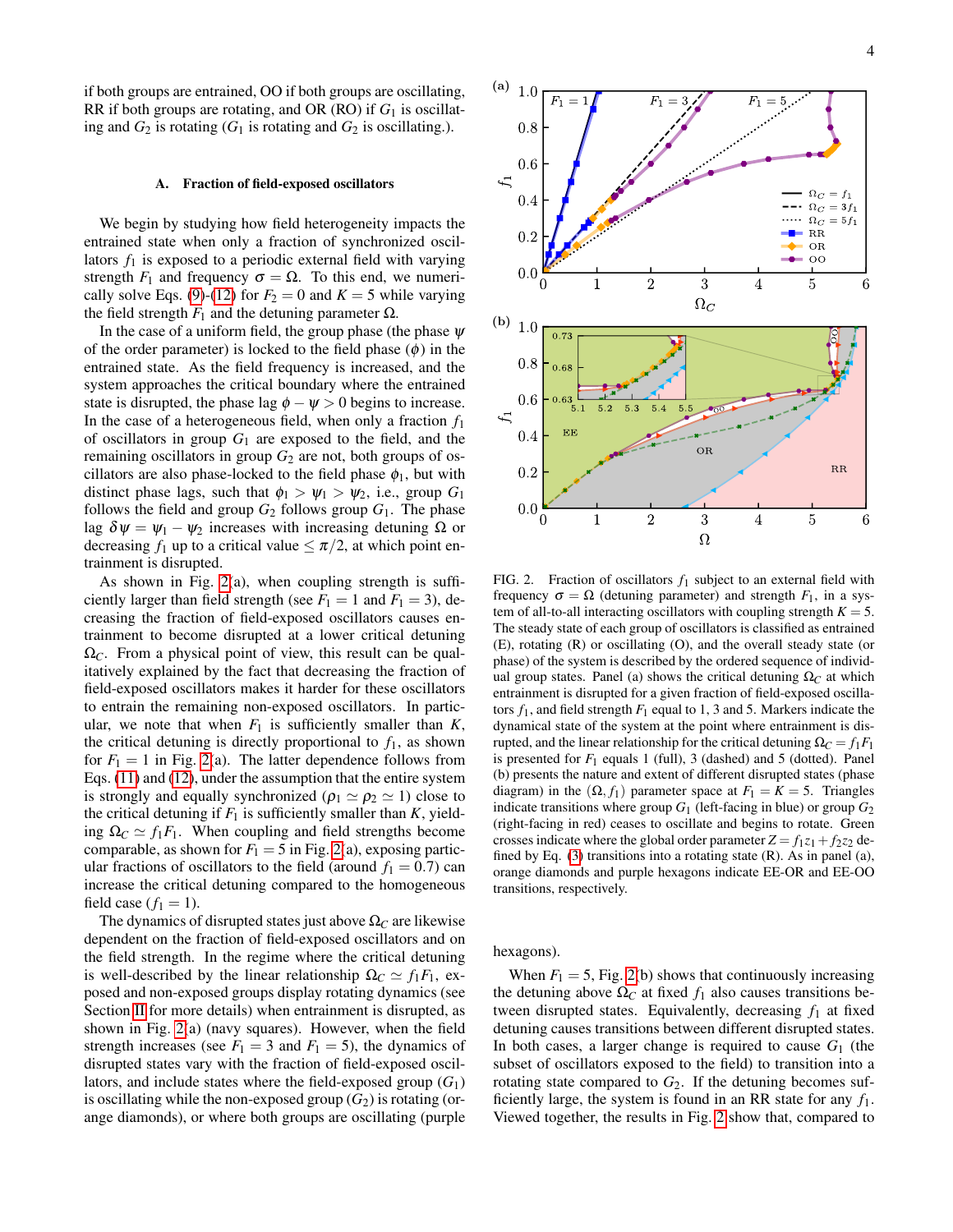if both groups are entrained, OO if both groups are oscillating, RR if both groups are rotating, and OR (RO) if $G_1$ is oscillating and $G_2$ is rotating ($G_1$ is rotating and $G_2$ is oscillating.).

### A. Fraction of field-exposed oscillators

We begin by studying how field heterogeneity impacts the entrained state when only a fraction of synchronized oscillators $f_1$ is exposed to a periodic external field with varying strength $F_1$ and frequency $\sigma = \Omega$. To this end, we numerically solve Eqs. (9)-(12) for $F_2 = 0$ and $K = 5$ while varying the field strength $F_1$ and the detuning parameter $\Omega$.

In the case of a uniform field, the group phase (the phase $\psi$ of the order parameter) is locked to the field phase ($\phi$) in the entrained state. As the field frequency is increased, and the system approaches the critical boundary where the entrained state is disrupted, the phase lag $\phi - \psi > 0$ begins to increase. In the case of a heterogeneous field, when only a fraction $f_1$ of oscillators in group $G_1$ are exposed to the field, and the remaining oscillators in group $G_2$ are not, both groups of oscillators are also phase-locked to the field phase $\phi_1$, but with distinct phase lags, such that $\phi_1 > \psi_1 > \psi_2$, i.e., group $G_1$ follows the field and group $G_2$ follows group $G_1$. The phase lag $\delta\psi = \psi_1 - \psi_2$ increases with increasing detuning $\Omega$ or decreasing $f_1$ up to a critical value $\leq \pi/2$, at which point entrainment is disrupted.

As shown in Fig. 2(a), when coupling strength is sufficiently larger than field strength (see $F_1 = 1$ and $F_1 = 3$), decreasing the fraction of field-exposed oscillators causes entrainment to become disrupted at a lower critical detuning $\Omega_C$. From a physical point of view, this result can be qualitatively explained by the fact that decreasing the fraction of field-exposed oscillators makes it harder for these oscillators to entrain the remaining non-exposed oscillators. In particular, we note that when $F_1$ is sufficiently smaller than $K$, the critical detuning is directly proportional to $f_1$, as shown for $F_1 = 1$ in Fig. 2(a). The latter dependence follows from Eqs. (11) and (12), under the assumption that the entire system is strongly and equally synchronized ($\rho_1 \simeq \rho_2 \simeq 1$) close to the critical detuning if $F_1$ is sufficiently smaller than $K$, yielding $\Omega_C \simeq f_1 F_1$. When coupling and field strengths become comparable, as shown for $F_1 = 5$ in Fig. 2(a), exposing particular fractions of oscillators to the field (around $f_1 = 0.7$) can increase the critical detuning compared to the homogeneous field case ($f_1 = 1$).

The dynamics of disrupted states just above $\Omega_C$ are likewise dependent on the fraction of field-exposed oscillators and on the field strength. In the regime where the critical detuning is well-described by the linear relationship $\Omega_C \simeq f_1 F_1$, exposed and non-exposed groups display rotating dynamics (see Section II for more details) when entrainment is disrupted, as shown in Fig. 2(a) (navy squares). However, when the field strength increases (see $F_1 = 3$ and $F_1 = 5$), the dynamics of disrupted states vary with the fraction of field-exposed oscillators, and include states where the field-exposed group ($G_1$) is oscillating while the non-exposed group ($G_2$) is rotating (orange diamonds), or where both groups are oscillating (purple hexagons).

(a)
$F_1 = 1$ $F_1 = 3$ $F_1 = 5$
$\Omega_C = f_1$
$\Omega_C = 3f_1$
$\Omega_C = 5f_1$
RR
OR
OO
$f_1$
$\Omega_C$

(b)
EE OR RR OO
$f_1$
$\Omega$

FIG. 2. Fraction of oscillators $f_1$ subject to an external field with frequency $\sigma = \Omega$ (detuning parameter) and strength $F_1$, in a system of all-to-all interacting oscillators with coupling strength $K = 5$. The steady state of each group of oscillators is classified as entrained (E), rotating (R) or oscillating (O), and the overall steady state (or phase) of the system is described by the ordered sequence of individual group states. Panel (a) shows the critical detuning $\Omega_C$ at which entrainment is disrupted for a given fraction of field-exposed oscillators $f_1$, and field strength $F_1$ equal to 1, 3 and 5. Markers indicate the dynamical state of the system at the point where entrainment is disrupted, and the linear relationship for the critical detuning $\Omega_C = f_1 F_1$ is presented for $F_1$ equals 1 (full), 3 (dashed) and 5 (dotted). Panel (b) presents the nature and extent of different disrupted states (phase diagram) in the $(\Omega, f_1)$ parameter space at $F_1 = K = 5$. Triangles indicate transitions where group $G_1$ (left-facing in blue) or group $G_2$ (right-facing in red) ceases to oscillate and begins to rotate. Green crosses indicate where the global order parameter $Z = f_1 z_1 + f_2 z_2$ defined by Eq. (3) transitions into a rotating state (R). As in panel (a), orange diamonds and purple hexagons indicate EE-OR and EE-OO transitions, respectively.

When $F_1 = 5$, Fig. 2(b) shows that continuously increasing the detuning above $\Omega_C$ at fixed $f_1$ also causes transitions between disrupted states. Equivalently, decreasing $f_1$ at fixed detuning causes transitions between different disrupted states. In both cases, a larger change is required to cause $G_1$ (the subset of oscillators exposed to the field) to transition into a rotating state compared to $G_2$. If the detuning becomes sufficiently large, the system is found in an RR state for any $f_1$. Viewed together, the results in Fig. 2 show that, compared to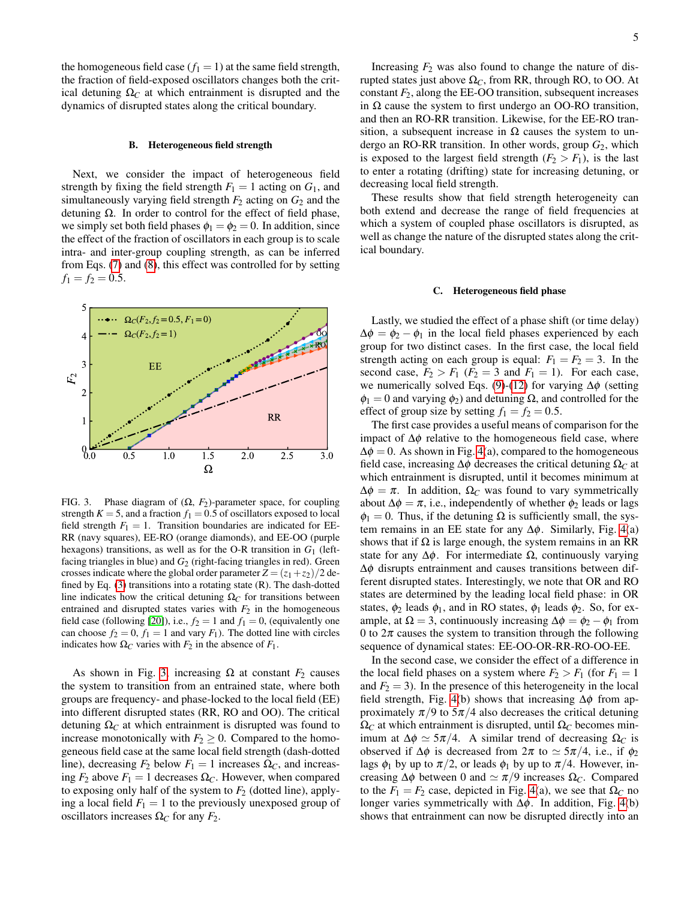the homogeneous field case ($f_1 = 1$) at the same field strength, the fraction of field-exposed oscillators changes both the critical detuning $\Omega_C$ at which entrainment is disrupted and the dynamics of disrupted states along the critical boundary.

### B. Heterogeneous field strength

Next, we consider the impact of heterogeneous field strength by fixing the field strength $F_1 = 1$ acting on $G_1$, and simultaneously varying field strength $F_2$ acting on $G_2$ and the detuning $\Omega$. In order to control for the effect of field phase, we simply set both field phases $\phi_1 = \phi_2 = 0$. In addition, since the effect of the fraction of oscillators in each group is to scale intra- and inter-group coupling strength, as can be inferred from Eqs. (7) and (8), this effect was controlled for by setting $f_1 = f_2 = 0.5$.

FIG. 3. Phase diagram of ($\Omega$, $F_2$)-parameter space, for coupling strength $K = 5$, and a fraction $f_1 = 0.5$ of oscillators exposed to local field strength $F_1 = 1$. Transition boundaries are indicated for EE-RR (navy squares), EE-RO (orange diamonds), and EE-OO (purple hexagons) transitions, as well as for the O-R transition in $G_1$ (left-facing triangles in blue) and $G_2$ (right-facing triangles in red). Green crosses indicate where the global order parameter $Z = (z_1 + z_2)/2$ defined by Eq. (3) transitions into a rotating state (R). The dash-dotted line indicates how the critical detuning $\Omega_C$ for transitions between entrained and disrupted states varies with $F_2$ in the homogeneous field case (following [20]), i.e., $f_2 = 1$ and $f_1 = 0$, (equivalently one can choose $f_2 = 0$, $f_1 = 1$ and vary $F_1$). The dotted line with circles indicates how $\Omega_C$ varies with $F_2$ in the absence of $F_1$.

As shown in Fig. 3, increasing $\Omega$ at constant $F_2$ causes the system to transition from an entrained state, where both groups are frequency- and phase-locked to the local field (EE) into different disrupted states (RR, RO and OO). The critical detuning $\Omega_C$ at which entrainment is disrupted was found to increase monotonically with $F_2 \geq 0$. Compared to the homogeneous field case at the same local field strength (dash-dotted line), decreasing $F_2$ below $F_1 = 1$ increases $\Omega_C$, and increasing $F_2$ above $F_1 = 1$ decreases $\Omega_C$. However, when compared to exposing only half of the system to $F_2$ (dotted line), applying a local field $F_1 = 1$ to the previously unexposed group of oscillators increases $\Omega_C$ for any $F_2$.

Increasing $F_2$ was also found to change the nature of disrupted states just above $\Omega_C$, from RR, through RO, to OO. At constant $F_2$, along the EE-OO transition, subsequent increases in $\Omega$ cause the system to first undergo an OO-RO transition, and then an RO-RR transition. Likewise, for the EE-RO transition, a subsequent increase in $\Omega$ causes the system to undergo an RO-RR transition. In other words, group $G_2$, which is exposed to the largest field strength ($F_2 > F_1$), is the last to enter a rotating (drifting) state for increasing detuning, or decreasing local field strength.

These results show that field strength heterogeneity can both extend and decrease the range of field frequencies at which a system of coupled phase oscillators is disrupted, as well as change the nature of the disrupted states along the critical boundary.

### C. Heterogeneous field phase

Lastly, we studied the effect of a phase shift (or time delay) $\Delta\phi = \phi_2 - \phi_1$ in the local field phases experienced by each group for two distinct cases. In the first case, the local field strength acting on each group is equal: $F_1 = F_2 = 3$. In the second case, $F_2 > F_1$ ($F_2 = 3$ and $F_1 = 1$). For each case, we numerically solved Eqs. (9)-(12) for varying $\Delta\phi$ (setting $\phi_1 = 0$ and varying $\phi_2$) and detuning $\Omega$, and controlled for the effect of group size by setting $f_1 = f_2 = 0.5$.

The first case provides a useful means of comparison for the impact of $\Delta\phi$ relative to the homogeneous field case, where $\Delta\phi = 0$. As shown in Fig. 4(a), compared to the homogeneous field case, increasing $\Delta\phi$ decreases the critical detuning $\Omega_C$ at which entrainment is disrupted, until it becomes minimum at $\Delta\phi = \pi$. In addition, $\Omega_C$ was found to vary symmetrically about $\Delta\phi = \pi$, i.e., independently of whether $\phi_2$ leads or lags $\phi_1 = 0$. Thus, if the detuning $\Omega$ is sufficiently small, the system remains in an EE state for any $\Delta\phi$. Similarly, Fig. 4(a) shows that if $\Omega$ is large enough, the system remains in an RR state for any $\Delta\phi$. For intermediate $\Omega$, continuously varying $\Delta\phi$ disrupts entrainment and causes transitions between different disrupted states. Interestingly, we note that OR and RO states are determined by the leading local field phase: in OR states, $\phi_2$ leads $\phi_1$, and in RO states, $\phi_1$ leads $\phi_2$. So, for example, at $\Omega = 3$, continuously increasing $\Delta\phi = \phi_2 - \phi_1$ from 0 to $2\pi$ causes the system to transition through the following sequence of dynamical states: EE-OO-OR-RR-RO-OO-EE.

In the second case, we consider the effect of a difference in the local field phases on a system where $F_2 > F_1$ (for $F_1 = 1$ and $F_2 = 3$). In the presence of this heterogeneity in the local field strength, Fig. 4(b) shows that increasing $\Delta\phi$ from approximately $\pi/9$ to $5\pi/4$ also decreases the critical detuning $\Omega_C$ at which entrainment is disrupted, until $\Omega_C$ becomes minimum at $\Delta\phi \simeq 5\pi/4$. A similar trend of decreasing $\Omega_C$ is observed if $\Delta\phi$ is decreased from $2\pi$ to $\simeq 5\pi/4$, i.e., if $\phi_2$ lags $\phi_1$ by up to $\pi/2$, or leads $\phi_1$ by up to $\pi/4$. However, increasing $\Delta\phi$ between 0 and $\simeq \pi/9$ increases $\Omega_C$. Compared to the $F_1 = F_2$ case, depicted in Fig. 4(a), we see that $\Omega_C$ no longer varies symmetrically with $\Delta\phi$. In addition, Fig. 4(b) shows that entrainment can now be disrupted directly into an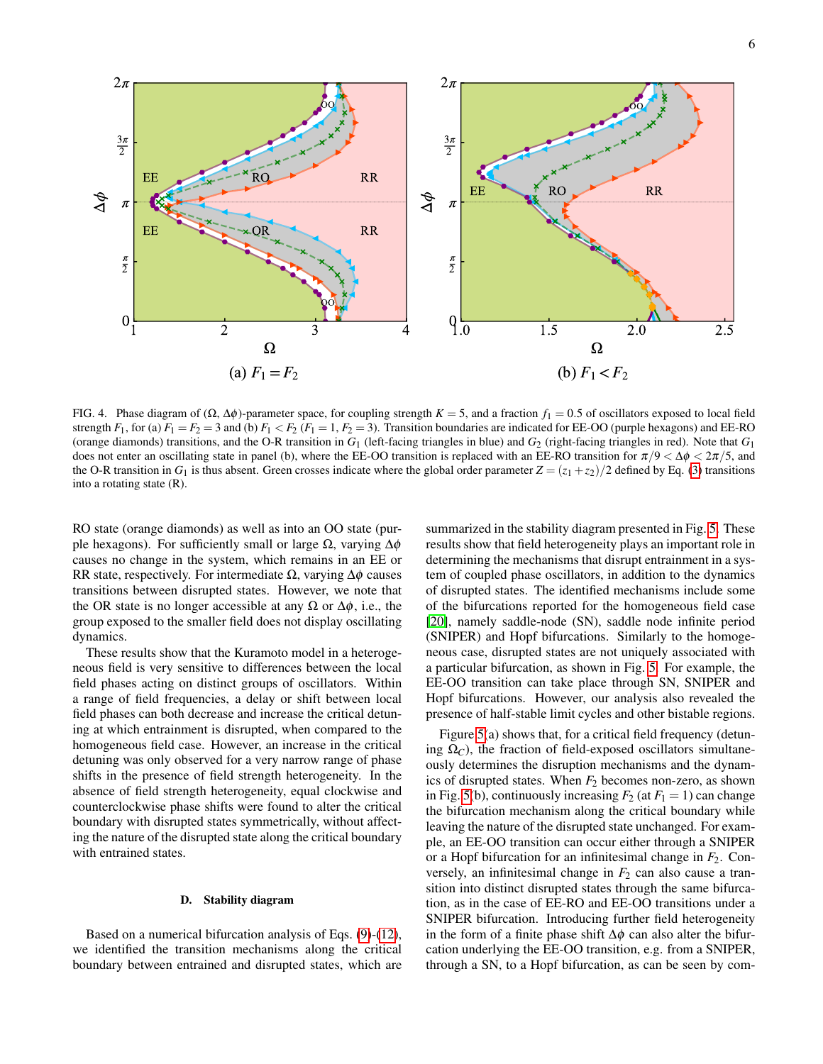2π

3π/2

Δϕ

π

π/2

0

1 2 3 4

Ω

EE

EE

RO

OR

RR

RR

OO

OO

(a) $F_1 = F_2$

2π

3π/2

Δϕ

π

π/2

0

1.0 1.5 2.0 2.5

Ω

EE

RO

RR

OO

(b) $F_1 < F_2$

FIG. 4. Phase diagram of ($\Omega$, $\Delta\phi$)-parameter space, for coupling strength $K = 5$, and a fraction $f_1 = 0.5$ of oscillators exposed to local field strength $F_1$, for (a) $F_1 = F_2 = 3$ and (b) $F_1 < F_2$ ($F_1 = 1$, $F_2 = 3$). Transition boundaries are indicated for EE-OO (purple hexagons) and EE-RO (orange diamonds) transitions, and the O-R transition in $G_1$ (left-facing triangles in blue) and $G_2$ (right-facing triangles in red). Note that $G_1$ does not enter an oscillating state in panel (b), where the EE-OO transition is replaced with an EE-RO transition for $\pi/9 < \Delta\phi < 2\pi/5$, and the O-R transition in $G_1$ is thus absent. Green crosses indicate where the global order parameter $Z = (z_1 + z_2)/2$ defined by Eq. (3) transitions into a rotating state (R).

RO state (orange diamonds) as well as into an OO state (purple hexagons). For sufficiently small or large $\Omega$, varying $\Delta\phi$ causes no change in the system, which remains in an EE or RR state, respectively. For intermediate $\Omega$, varying $\Delta\phi$ causes transitions between disrupted states. However, we note that the OR state is no longer accessible at any $\Omega$ or $\Delta\phi$, i.e., the group exposed to the smaller field does not display oscillating dynamics.

These results show that the Kuramoto model in a heterogeneous field is very sensitive to differences between the local field phases acting on distinct groups of oscillators. Within a range of field frequencies, a delay or shift between local field phases can both decrease and increase the critical detuning at which entrainment is disrupted, when compared to the homogeneous field case. However, an increase in the critical detuning was only observed for a very narrow range of phase shifts in the presence of field strength heterogeneity. In the absence of field strength heterogeneity, equal clockwise and counterclockwise phase shifts were found to alter the critical boundary with disrupted states symmetrically, without affecting the nature of the disrupted state along the critical boundary with entrained states.

### D. Stability diagram

Based on a numerical bifurcation analysis of Eqs. (9)-(12), we identified the transition mechanisms along the critical boundary between entrained and disrupted states, which are summarized in the stability diagram presented in Fig. 5. These results show that field heterogeneity plays an important role in determining the mechanisms that disrupt entrainment in a system of coupled phase oscillators, in addition to the dynamics of disrupted states. The identified mechanisms include some of the bifurcations reported for the homogeneous field case [20], namely saddle-node (SN), saddle node infinite period (SNIPER) and Hopf bifurcations. Similarly to the homogeneous case, disrupted states are not uniquely associated with a particular bifurcation, as shown in Fig. 5. For example, the EE-OO transition can take place through SN, SNIPER and Hopf bifurcations. However, our analysis also revealed the presence of half-stable limit cycles and other bistable regions.

Figure 5(a) shows that, for a critical field frequency (detuning $\Omega_C$), the fraction of field-exposed oscillators simultaneously determines the disruption mechanisms and the dynamics of disrupted states. When $F_2$ becomes non-zero, as shown in Fig. 5(b), continuously increasing $F_2$ (at $F_1 = 1$) can change the bifurcation mechanism along the critical boundary while leaving the nature of the disrupted state unchanged. For example, an EE-OO transition can occur either through a SNIPER or a Hopf bifurcation for an infinitesimal change in $F_2$. Conversely, an infinitesimal change in $F_2$ can also cause a transition into distinct disrupted states through the same bifurcation, as in the case of EE-RO and EE-OO transitions under a SNIPER bifurcation. Introducing further field heterogeneity in the form of a finite phase shift $\Delta\phi$ can also alter the bifurcation underlying the EE-OO transition, e.g. from a SNIPER, through a SN, to a Hopf bifurcation, as can be seen by com-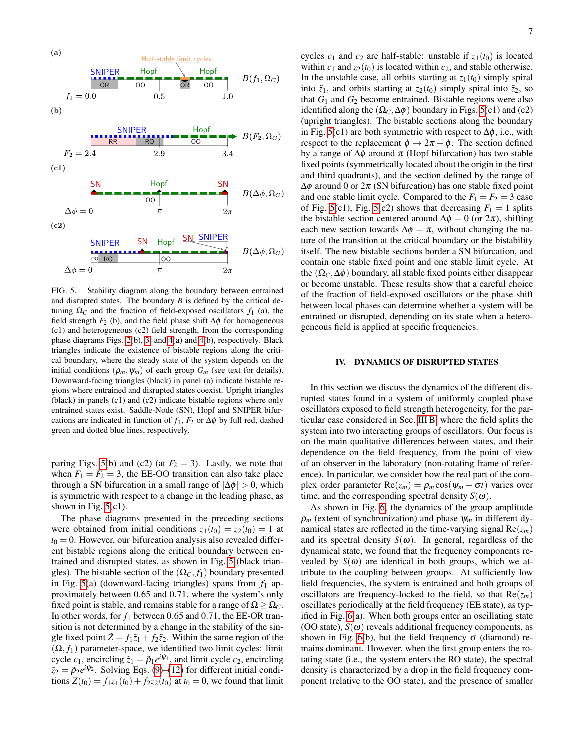(a)

Half-stable limit cycles

SNIPER Hopf Hopf

OR OO OR OO

$f_1 = 0.0$ 0.5 1.0

$B(f_1, \Omega_C)$

(b)

SNIPER Hopf

RR RO OO

$F_2 = 2.4$ 2.9 3.4

$B(F_2, \Omega_C)$

(c1)

SN Hopf SN

OO

$\Delta\phi = 0$ $\pi$ $2\pi$

$B(\Delta\phi, \Omega_C)$

(c2)

SNIPER SN Hopf SN SNIPER

OO RO OO

$\Delta\phi = 0$ $\pi$ $2\pi$

$B(\Delta\phi, \Omega_C)$

FIG. 5. Stability diagram along the boundary between entrained and disrupted states. The boundary $B$ is defined by the critical detuning $\Omega_C$ and the fraction of field-exposed oscillators $f_1$ (a), the field strength $F_2$ (b), and the field phase shift $\Delta\phi$ for homogeneous (c1) and heterogeneous (c2) field strength, from the corresponding phase diagrams Figs. 2(b), 3, and 4(a) and 4(b), respectively. Black triangles indicate the existence of bistable regions along the critical boundary, where the steady state of the system depends on the initial conditions $(\rho_m, \psi_m)$ of each group $G_m$ (see text for details). Downward-facing triangles (black) in panel (a) indicate bistable regions where entrained and disrupted states coexist. Upright triangles (black) in panels (c1) and (c2) indicate bistable regions where only entrained states exist. Saddle-Node (SN), Hopf and SNIPER bifurcations are indicated in function of $f_1$, $F_2$ or $\Delta\phi$ by full red, dashed green and dotted blue lines, respectively.

paring Figs. 5(b) and (c2) (at $F_2 = 3$). Lastly, we note that when $F_1 = F_2 = 3$, the EE-OO transition can also take place through a SN bifurcation in a small range of $|\Delta\phi| > 0$, which is symmetric with respect to a change in the leading phase, as shown in Fig. 5(c1).

The phase diagrams presented in the preceding sections were obtained from initial conditions $z_1(t_0) = z_2(t_0) = 1$ at $t_0 = 0$. However, our bifurcation analysis also revealed different bistable regions along the critical boundary between entrained and disrupted states, as shown in Fig. 5 (black triangles). The bistable section of the $(\Omega_C, f_1)$ boundary presented in Fig. 5(a) (downward-facing triangles) spans from $f_1$ approximately between 0.65 and 0.71, where the system's only fixed point is stable, and remains stable for a range of $\Omega \geq \Omega_C$. In other words, for $f_1$ between 0.65 and 0.71, the EE-OR transition is not determined by a change in the stability of the single fixed point $\tilde{Z} = f_1\tilde{z}_1 + f_2\tilde{z}_2$. Within the same region of the $(\Omega, f_1)$ parameter-space, we identified two limit cycles: limit cycle $c_1$, encircling $\tilde{z}_1 = \tilde{\rho}_1 e^{i\tilde{\psi}_1}$, and limit cycle $c_2$, encircling $\tilde{z}_2 = \tilde{\rho}_2 e^{i\tilde{\psi}_2}$. Solving Eqs. (9)–(12) for different initial conditions $Z(t_0) = f_1 z_1(t_0) + f_2 z_2(t_0)$ at $t_0 = 0$, we found that limit cycles $c_1$ and $c_2$ are half-stable: unstable if $z_1(t_0)$ is located within $c_1$ and $z_2(t_0)$ is located within $c_2$, and stable otherwise. In the unstable case, all orbits starting at $z_1(t_0)$ simply spiral into $\tilde{z}_1$, and orbits starting at $z_2(t_0)$ simply spiral into $\tilde{z}_2$, so that $G_1$ and $G_2$ become entrained. Bistable regions were also identified along the $(\Omega_C, \Delta\phi)$ boundary in Figs. 5(c1) and (c2) (upright triangles). The bistable sections along the boundary in Fig. 5(c1) are both symmetric with respect to $\Delta\phi$, i.e., with respect to the replacement $\phi \to 2\pi - \phi$. The section defined by a range of $\Delta\phi$ around $\pi$ (Hopf bifurcation) has two stable fixed points (symmetrically located about the origin in the first and third quadrants), and the section defined by the range of $\Delta\phi$ around 0 or $2\pi$ (SN bifurcation) has one stable fixed point and one stable limit cycle. Compared to the $F_1 = F_2 = 3$ case of Fig. 5(c1), Fig. 5(c2) shows that decreasing $F_1 = 1$ splits the bistable section centered around $\Delta\phi = 0$ (or $2\pi$), shifting each new section towards $\Delta\phi = \pi$, without changing the nature of the transition at the critical boundary or the bistability itself. The new bistable sections border a SN bifurcation, and contain one stable fixed point and one stable limit cycle. At the $(\Omega_C, \Delta\phi)$ boundary, all stable fixed points either disappear or become unstable. These results show that a careful choice of the fraction of field-exposed oscillators or the phase shift between local phases can determine whether a system will be entrained or disrupted, depending on its state when a heterogeneous field is applied at specific frequencies.

## IV. DYNAMICS OF DISRUPTED STATES

In this section we discuss the dynamics of the different disrupted states found in a system of uniformly coupled phase oscillators exposed to field strength heterogeneity, for the particular case considered in Sec. III B, where the field splits the system into two interacting groups of oscillators. Our focus is on the main qualitative differences between states, and their dependence on the field frequency, from the point of view of an observer in the laboratory (non-rotating frame of reference). In particular, we consider how the real part of the complex order parameter $\text{Re}(z_m) = \rho_m \cos(\psi_m + \sigma t)$ varies over time, and the corresponding spectral density $S(\omega)$.

As shown in Fig. 6, the dynamics of the group amplitude $\rho_m$ (extent of synchronization) and phase $\psi_m$ in different dynamical states are reflected in the time-varying signal $\text{Re}(z_m)$ and its spectral density $S(\omega)$. In general, regardless of the dynamical state, we found that the frequency components revealed by $S(\omega)$ are identical in both groups, which we attribute to the coupling between groups. At sufficiently low field frequencies, the system is entrained and both groups of oscillators are frequency-locked to the field, so that $\text{Re}(z_m)$ oscillates periodically at the field frequency (EE state), as typified in Fig. 6(a). When both groups enter an oscillating state (OO state), $S(\omega)$ reveals additional frequency components, as shown in Fig. 6(b), but the field frequency $\sigma$ (diamond) remains dominant. However, when the first group enters the rotating state (i.e., the system enters the RO state), the spectral density is characterized by a drop in the field frequency component (relative to the OO state), and the presence of smaller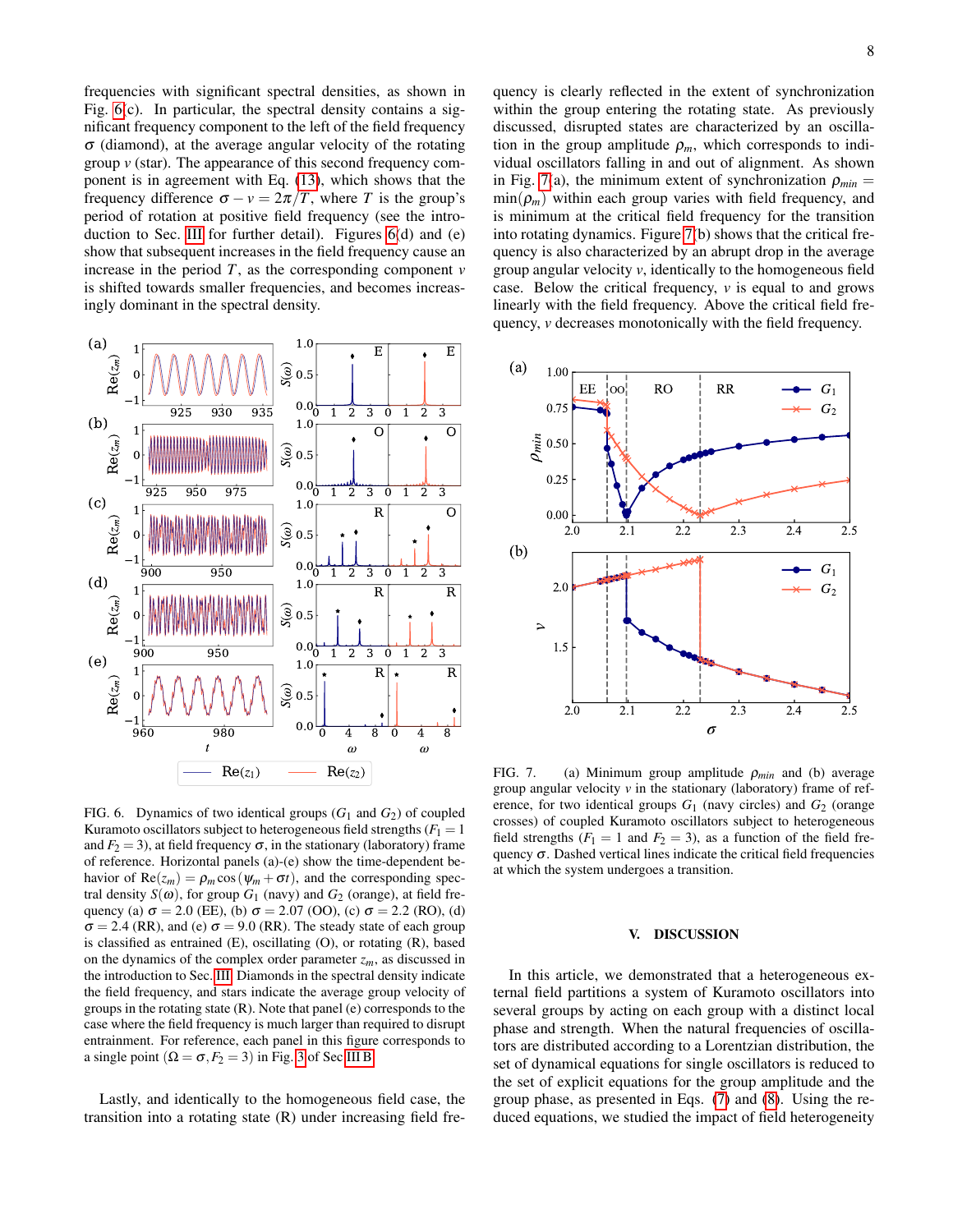frequencies with significant spectral densities, as shown in Fig. 6(c). In particular, the spectral density contains a significant frequency component to the left of the field frequency $\sigma$ (diamond), at the average angular velocity of the rotating group $v$ (star). The appearance of this second frequency component is in agreement with Eq. (13), which shows that the frequency difference $\sigma - v = 2\pi/T$, where $T$ is the group's period of rotation at positive field frequency (see the introduction to Sec. III for further detail). Figures 6(d) and (e) show that subsequent increases in the field frequency cause an increase in the period $T$, as the corresponding component $v$ is shifted towards smaller frequencies, and becomes increasingly dominant in the spectral density.

(a)
(b)
(c)
(d)
(e)
$\mathrm{Re}(z_m)$
$S(\omega)$
$t$
$\omega$
E E O O R O R R R R
$\mathrm{Re}(z_1)$ $\mathrm{Re}(z_2)$

FIG. 6. Dynamics of two identical groups ($G_1$ and $G_2$) of coupled Kuramoto oscillators subject to heterogeneous field strengths ($F_1 = 1$ and $F_2 = 3$), at field frequency $\sigma$, in the stationary (laboratory) frame of reference. Horizontal panels (a)-(e) show the time-dependent behavior of $\mathrm{Re}(z_m) = \rho_m \cos(\psi_m + \sigma t)$, and the corresponding spectral density $S(\omega)$, for group $G_1$ (navy) and $G_2$ (orange), at field frequency (a) $\sigma = 2.0$ (EE), (b) $\sigma = 2.07$ (OO), (c) $\sigma = 2.2$ (RO), (d) $\sigma = 2.4$ (RR), and (e) $\sigma = 9.0$ (RR). The steady state of each group is classified as entrained (E), oscillating (O), or rotating (R), based on the dynamics of the complex order parameter $z_m$, as discussed in the introduction to Sec. III. Diamonds in the spectral density indicate the field frequency, and stars indicate the average group velocity of groups in the rotating state (R). Note that panel (e) corresponds to the case where the field frequency is much larger than required to disrupt entrainment. For reference, each panel in this figure corresponds to a single point ($\Omega = \sigma, F_2 = 3$) in Fig. 3 of Sec III B.

Lastly, and identically to the homogeneous field case, the transition into a rotating state (R) under increasing field frequency is clearly reflected in the extent of synchronization within the group entering the rotating state. As previously discussed, disrupted states are characterized by an oscillation in the group amplitude $\rho_m$, which corresponds to individual oscillators falling in and out of alignment. As shown in Fig. 7(a), the minimum extent of synchronization $\rho_{min} = \min(\rho_m)$ within each group varies with field frequency, and is minimum at the critical field frequency for the transition into rotating dynamics. Figure 7(b) shows that the critical frequency is also characterized by an abrupt drop in the average group angular velocity $v$, identically to the homogeneous field case. Below the critical frequency, $v$ is equal to and grows linearly with the field frequency. Above the critical field frequency, $v$ decreases monotonically with the field frequency.

(a)
(b)
EE OO RO RR
$G_1$ $G_2$
$\rho_{min}$
$v$
$\sigma$

FIG. 7. (a) Minimum group amplitude $\rho_{min}$ and (b) average group angular velocity $v$ in the stationary (laboratory) frame of reference, for two identical groups $G_1$ (navy circles) and $G_2$ (orange crosses) of coupled Kuramoto oscillators subject to heterogeneous field strengths ($F_1 = 1$ and $F_2 = 3$), as a function of the field frequency $\sigma$. Dashed vertical lines indicate the critical field frequencies at which the system undergoes a transition.

## V. DISCUSSION

In this article, we demonstrated that a heterogeneous external field partitions a system of Kuramoto oscillators into several groups by acting on each group with a distinct local phase and strength. When the natural frequencies of oscillators are distributed according to a Lorentzian distribution, the set of dynamical equations for single oscillators is reduced to the set of explicit equations for the group amplitude and the group phase, as presented in Eqs. (7) and (8). Using the reduced equations, we studied the impact of field heterogeneity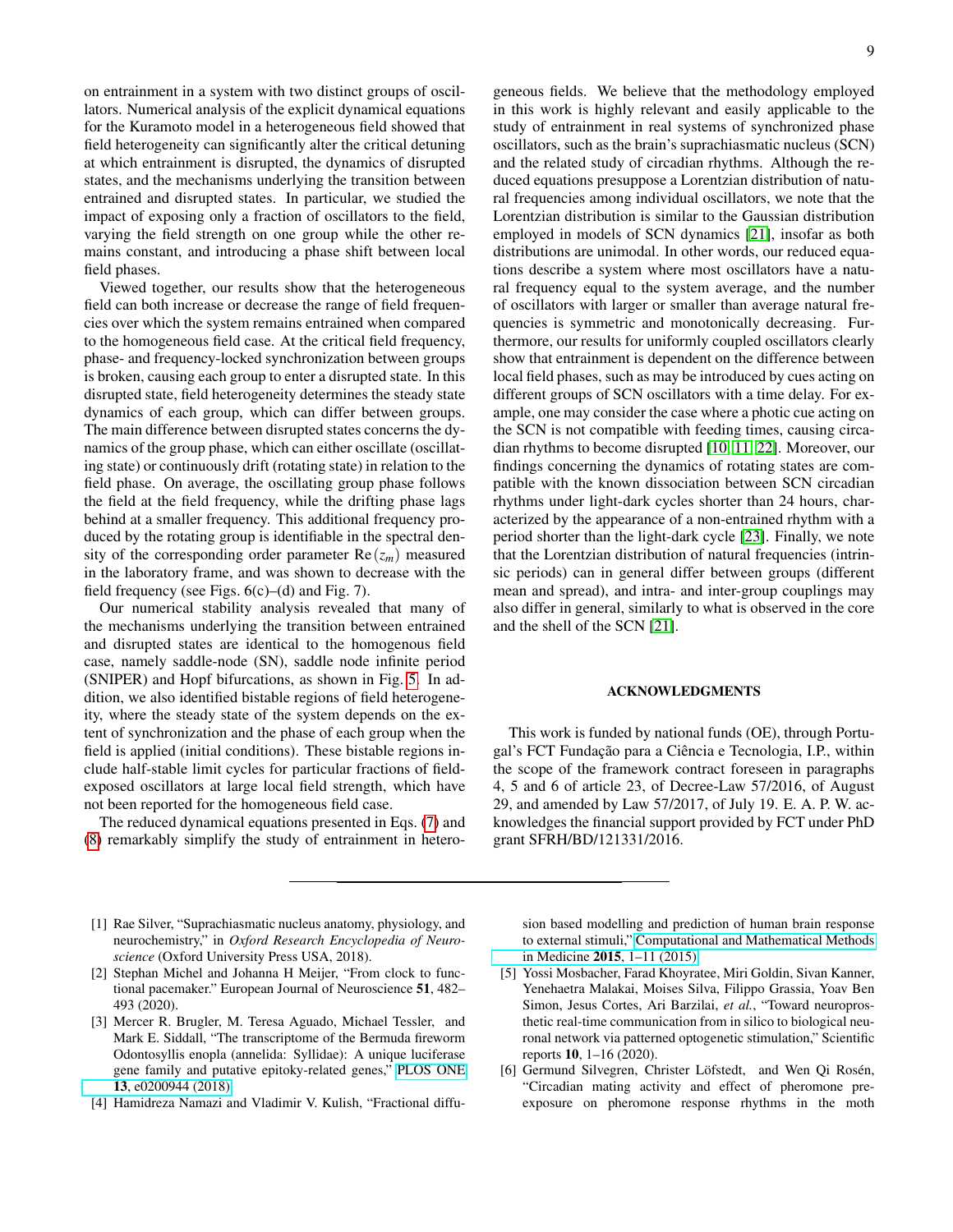on entrainment in a system with two distinct groups of oscillators. Numerical analysis of the explicit dynamical equations for the Kuramoto model in a heterogeneous field showed that field heterogeneity can significantly alter the critical detuning at which entrainment is disrupted, the dynamics of disrupted states, and the mechanisms underlying the transition between entrained and disrupted states. In particular, we studied the impact of exposing only a fraction of oscillators to the field, varying the field strength on one group while the other remains constant, and introducing a phase shift between local field phases.

Viewed together, our results show that the heterogeneous field can both increase or decrease the range of field frequencies over which the system remains entrained when compared to the homogeneous field case. At the critical field frequency, phase- and frequency-locked synchronization between groups is broken, causing each group to enter a disrupted state. In this disrupted state, field heterogeneity determines the steady state dynamics of each group, which can differ between groups. The main difference between disrupted states concerns the dynamics of the group phase, which can either oscillate (oscillating state) or continuously drift (rotating state) in relation to the field phase. On average, the oscillating group phase follows the field at the field frequency, while the drifting phase lags behind at a smaller frequency. This additional frequency produced by the rotating group is identifiable in the spectral density of the corresponding order parameter $\mathrm{Re}(z_m)$ measured in the laboratory frame, and was shown to decrease with the field frequency (see Figs. 6(c)–(d) and Fig. 7).

Our numerical stability analysis revealed that many of the mechanisms underlying the transition between entrained and disrupted states are identical to the homogenous field case, namely saddle-node (SN), saddle node infinite period (SNIPER) and Hopf bifurcations, as shown in Fig. 5. In addition, we also identified bistable regions of field heterogeneity, where the steady state of the system depends on the extent of synchronization and the phase of each group when the field is applied (initial conditions). These bistable regions include half-stable limit cycles for particular fractions of field-exposed oscillators at large local field strength, which have not been reported for the homogeneous field case.

The reduced dynamical equations presented in Eqs. (7) and (8) remarkably simplify the study of entrainment in heterogeneous fields. We believe that the methodology employed in this work is highly relevant and easily applicable to the study of entrainment in real systems of synchronized phase oscillators, such as the brain's suprachiasmatic nucleus (SCN) and the related study of circadian rhythms. Although the reduced equations presuppose a Lorentzian distribution of natural frequencies among individual oscillators, we note that the Lorentzian distribution is similar to the Gaussian distribution employed in models of SCN dynamics [21], insofar as both distributions are unimodal. In other words, our reduced equations describe a system where most oscillators have a natural frequency equal to the system average, and the number of oscillators with larger or smaller than average natural frequencies is symmetric and monotonically decreasing. Furthermore, our results for uniformly coupled oscillators clearly show that entrainment is dependent on the difference between local field phases, such as may be introduced by cues acting on different groups of SCN oscillators with a time delay. For example, one may consider the case where a photic cue acting on the SCN is not compatible with feeding times, causing circadian rhythms to become disrupted [10, 11, 22]. Moreover, our findings concerning the dynamics of rotating states are compatible with the known dissociation between SCN circadian rhythms under light-dark cycles shorter than 24 hours, characterized by the appearance of a non-entrained rhythm with a period shorter than the light-dark cycle [23]. Finally, we note that the Lorentzian distribution of natural frequencies (intrinsic periods) can in general differ between groups (different mean and spread), and intra- and inter-group couplings may also differ in general, similarly to what is observed in the core and the shell of the SCN [21].

## ACKNOWLEDGMENTS

This work is funded by national funds (OE), through Portugal's FCT Fundação para a Ciência e Tecnologia, I.P., within the scope of the framework contract foreseen in paragraphs 4, 5 and 6 of article 23, of Decree-Law 57/2016, of August 29, and amended by Law 57/2017, of July 19. E. A. P. W. acknowledges the financial support provided by FCT under PhD grant SFRH/BD/121331/2016.

---

[1] Rae Silver, "Suprachiasmatic nucleus anatomy, physiology, and neurochemistry," in *Oxford Research Encyclopedia of Neuroscience* (Oxford University Press USA, 2018).

[2] Stephan Michel and Johanna H Meijer, "From clock to functional pacemaker." European Journal of Neuroscience **51**, 482–493 (2020).

[3] Mercer R. Brugler, M. Teresa Aguado, Michael Tessler, and Mark E. Siddall, "The transcriptome of the Bermuda fireworm Odontosyllis enopla (annelida: Syllidae): A unique luciferase gene family and putative epitoky-related genes," PLOS ONE **13**, e0200944 (2018).

[4] Hamidreza Namazi and Vladimir V. Kulish, "Fractional diffusion based modelling and prediction of human brain response to external stimuli," Computational and Mathematical Methods in Medicine **2015**, 1–11 (2015).

[5] Yossi Mosbacher, Farad Khoyratee, Miri Goldin, Sivan Kanner, Yenehaetra Malakai, Moises Silva, Filippo Grassia, Yoav Ben Simon, Jesus Cortes, Ari Barzilai, *et al.*, "Toward neuroprosthetic real-time communication from in silico to biological neuronal network via patterned optogenetic stimulation," Scientific reports **10**, 1–16 (2020).

[6] Germund Silvegren, Christer Löfstedt, and Wen Qi Rosén, "Circadian mating activity and effect of pheromone pre-exposure on pheromone response rhythms in the moth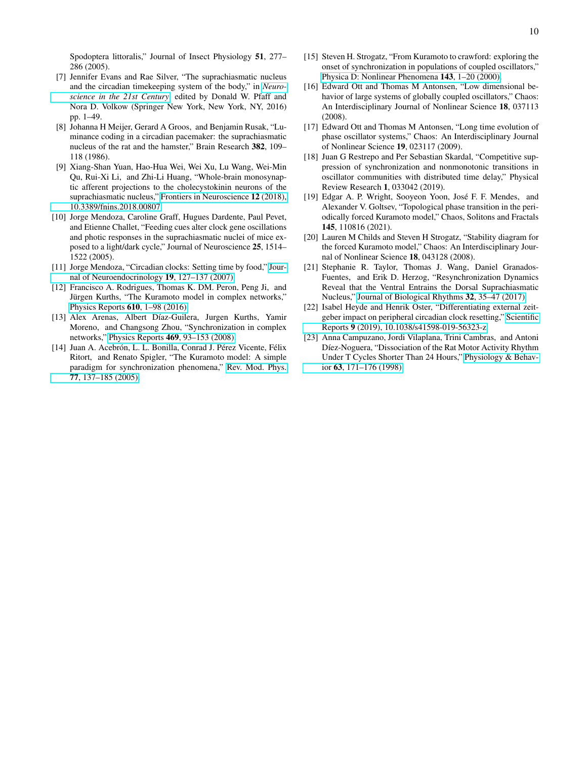Spodoptera littoralis," Journal of Insect Physiology **51**, 277–286 (2005).

[7] Jennifer Evans and Rae Silver, "The suprachiasmatic nucleus and the circadian timekeeping system of the body," in *Neuroscience in the 21st Century*, edited by Donald W. Pfaff and Nora D. Volkow (Springer New York, New York, NY, 2016) pp. 1–49.

[8] Johanna H Meijer, Gerard A Groos, and Benjamin Rusak, "Luminance coding in a circadian pacemaker: the suprachiasmatic nucleus of the rat and the hamster," Brain Research **382**, 109–118 (1986).

[9] Xiang-Shan Yuan, Hao-Hua Wei, Wei Xu, Lu Wang, Wei-Min Qu, Rui-Xi Li, and Zhi-Li Huang, "Whole-brain monosynaptic afferent projections to the cholecystokinin neurons of the suprachiasmatic nucleus," Frontiers in Neuroscience **12** (2018), 10.3389/fnins.2018.00807.

[10] Jorge Mendoza, Caroline Graff, Hugues Dardente, Paul Pevet, and Etienne Challet, "Feeding cues alter clock gene oscillations and photic responses in the suprachiasmatic nuclei of mice exposed to a light/dark cycle," Journal of Neuroscience **25**, 1514–1522 (2005).

[11] Jorge Mendoza, "Circadian clocks: Setting time by food," Journal of Neuroendocrinology **19**, 127–137 (2007).

[12] Francisco A. Rodrigues, Thomas K. DM. Peron, Peng Ji, and Jürgen Kurths, "The Kuramoto model in complex networks," Physics Reports **610**, 1–98 (2016).

[13] Alex Arenas, Albert Díaz-Guilera, Jurgen Kurths, Yamir Moreno, and Changsong Zhou, "Synchronization in complex networks," Physics Reports **469**, 93–153 (2008).

[14] Juan A. Acebrón, L. L. Bonilla, Conrad J. Pérez Vicente, Félix Ritort, and Renato Spigler, "The Kuramoto model: A simple paradigm for synchronization phenomena," Rev. Mod. Phys. **77**, 137–185 (2005).

[15] Steven H. Strogatz, "From Kuramoto to crawford: exploring the onset of synchronization in populations of coupled oscillators," Physica D: Nonlinear Phenomena **143**, 1–20 (2000).

[16] Edward Ott and Thomas M Antonsen, "Low dimensional behavior of large systems of globally coupled oscillators," Chaos: An Interdisciplinary Journal of Nonlinear Science **18**, 037113 (2008).

[17] Edward Ott and Thomas M Antonsen, "Long time evolution of phase oscillator systems," Chaos: An Interdisciplinary Journal of Nonlinear Science **19**, 023117 (2009).

[18] Juan G Restrepo and Per Sebastian Skardal, "Competitive suppression of synchronization and nonmonotonic transitions in oscillator communities with distributed time delay," Physical Review Research **1**, 033042 (2019).

[19] Edgar A. P. Wright, Sooyeon Yoon, José F. F. Mendes, and Alexander V. Goltsev, "Topological phase transition in the periodically forced Kuramoto model," Chaos, Solitons and Fractals **145**, 110816 (2021).

[20] Lauren M Childs and Steven H Strogatz, "Stability diagram for the forced Kuramoto model," Chaos: An Interdisciplinary Journal of Nonlinear Science **18**, 043128 (2008).

[21] Stephanie R. Taylor, Thomas J. Wang, Daniel Granados-Fuentes, and Erik D. Herzog, "Resynchronization Dynamics Reveal that the Ventral Entrains the Dorsal Suprachiasmatic Nucleus," Journal of Biological Rhythms **32**, 35–47 (2017).

[22] Isabel Heyde and Henrik Oster, "Differentiating external zeitgeber impact on peripheral circadian clock resetting," Scientific Reports **9** (2019), 10.1038/s41598-019-56323-z.

[23] Anna Campuzano, Jordi Vilaplana, Trini Cambras, and Antoni Díez-Noguera, "Dissociation of the Rat Motor Activity Rhythm Under T Cycles Shorter Than 24 Hours," Physiology & Behavior **63**, 171–176 (1998).